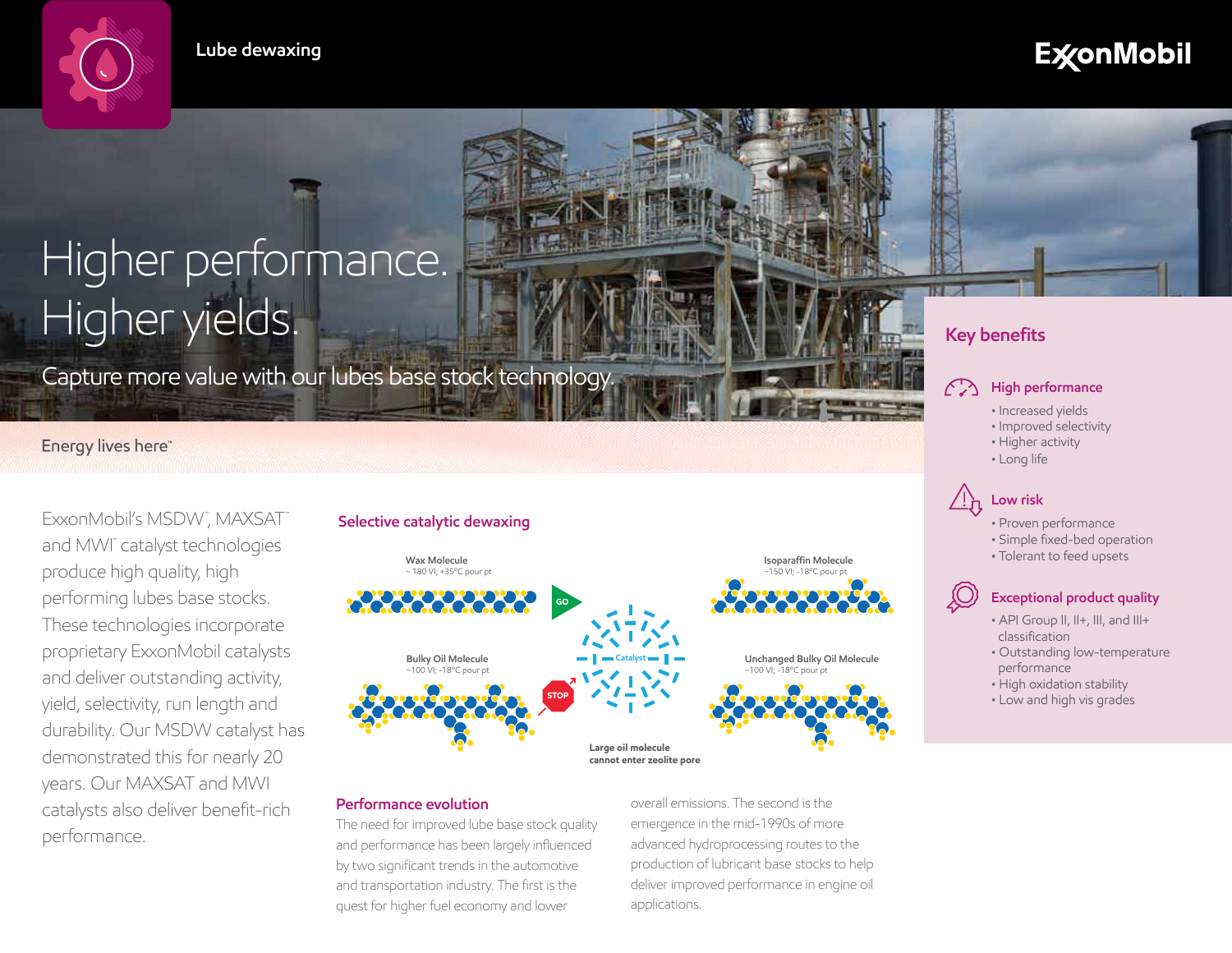Lube dewaxing

# Higher performance. Higher yields.

Capture more value with our lubes base stock technology.

Energy lives here™

ExxonMobil's MSDW™, MAXSAT™ and MWI™ catalyst technologies produce high quality, high performing lubes base stocks. These technologies incorporate proprietary ExxonMobil catalysts and deliver outstanding activity, yield, selectivity, run length and durability. Our MSDW catalyst has demonstrated this for nearly 20 years. Our MAXSAT and MWI catalysts also deliver benefit-rich performance.

## Selective catalytic dewaxing

Wax Molecule
~ 180 VI; +35°C pour pt

GO

Isoparaffin Molecule
~150 VI; -18°C pour pt

Catalyst

Bulky Oil Molecule
~100 VI; -18°C pour pt

STOP

Unchanged Bulky Oil Molecule
~100 VI; -18°C pour pt

Large oil molecule cannot enter zeolite pore

## Performance evolution

The need for improved lube base stock quality and performance has been largely influenced by two significant trends in the automotive and transportation industry. The first is the quest for higher fuel economy and lower overall emissions. The second is the emergence in the mid-1990s of more advanced hydroprocessing routes to the production of lubricant base stocks to help deliver improved performance in engine oil applications.

## Key benefits

### High performance

- Increased yields
- Improved selectivity
- Higher activity
- Long life

### Low risk

- Proven performance
- Simple fixed-bed operation
- Tolerant to feed upsets

### Exceptional product quality

- API Group II, II+, III, and III+ classification
- Outstanding low-temperature performance
- High oxidation stability
- Low and high vis grades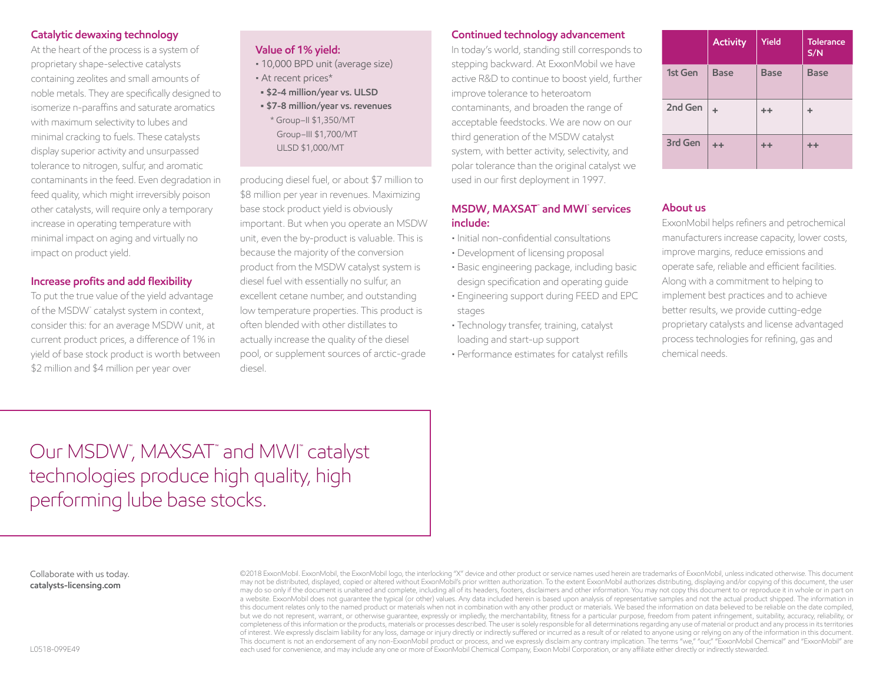## Catalytic dewaxing technology

At the heart of the process is a system of proprietary shape-selective catalysts containing zeolites and small amounts of noble metals. They are specifically designed to isomerize n-paraffins and saturate aromatics with maximum selectivity to lubes and minimal cracking to fuels. These catalysts display superior activity and unsurpassed tolerance to nitrogen, sulfur, and aromatic contaminants in the feed. Even degradation in feed quality, which might irreversibly poison other catalysts, will require only a temporary increase in operating temperature with minimal impact on aging and virtually no impact on product yield.

## Increase profits and add flexibility

To put the true value of the yield advantage of the MSDW™ catalyst system in context, consider this: for an average MSDW unit, at current product prices, a difference of 1% in yield of base stock product is worth between $2 million and $4 million per year over producing diesel fuel, or about $7 million to $8 million per year in revenues. Maximizing base stock product yield is obviously important. But when you operate an MSDW unit, even the by-product is valuable. This is because the majority of the conversion product from the MSDW catalyst system is diesel fuel with essentially no sulfur, an excellent cetane number, and outstanding low temperature properties. This product is often blended with other distillates to actually increase the quality of the diesel pool, or supplement sources of arctic-grade diesel.

### Value of 1% yield:

- 10,000 BPD unit (average size)
- At recent prices*
  - **$2-4 million/year vs. ULSD**
  - **$7-8 million/year vs. revenues**

\* Group–II $1,350/MT
Group–III $1,700/MT
ULSD $1,000/MT

## Continued technology advancement

In today's world, standing still corresponds to stepping backward. At ExxonMobil we have active R&D to continue to boost yield, further improve tolerance to heteroatom contaminants, and broaden the range of acceptable feedstocks. We are now on our third generation of the MSDW catalyst system, with better activity, selectivity, and polar tolerance than the original catalyst we used in our first deployment in 1997.

| | Activity | Yield | Tolerance S/N |
|---|---|---|---|
| 1st Gen | Base | Base | Base |
| 2nd Gen | + | ++ | + |
| 3rd Gen | ++ | ++ | ++ |

## MSDW, MAXSAT™ and MWI™ services include:

- Initial non-confidential consultations
- Development of licensing proposal
- Basic engineering package, including basic design specification and operating guide
- Engineering support during FEED and EPC stages
- Technology transfer, training, catalyst loading and start-up support
- Performance estimates for catalyst refills

## About us

ExxonMobil helps refiners and petrochemical manufacturers increase capacity, lower costs, improve margins, reduce emissions and operate safe, reliable and efficient facilities. Along with a commitment to helping to implement best practices and to achieve better results, we provide cutting-edge proprietary catalysts and license advantaged process technologies for refining, gas and chemical needs.

Our MSDW™, MAXSAT™ and MWI™ catalyst technologies produce high quality, high performing lube base stocks.

Collaborate with us today.
**catalysts-licensing.com**

L0518-099E49

©2018 ExxonMobil. ExxonMobil, the ExxonMobil logo, the interlocking "X" device and other product or service names used herein are trademarks of ExxonMobil, unless indicated otherwise. This document may not be distributed, displayed, copied or altered without ExxonMobil's prior written authorization. To the extent ExxonMobil authorizes distributing, displaying and/or copying of this document, the user may do so only if the document is unaltered and complete, including all of its headers, footers, disclaimers and other information. You may not copy this document to or reproduce it in whole or in part on a website. ExxonMobil does not guarantee the typical (or other) values. Any data included herein is based upon analysis of representative samples and not the actual product shipped. The information in this document relates only to the named product or materials when not in combination with any other product or materials. We based the information on data believed to be reliable on the date compiled, but we do not represent, warrant, or otherwise guarantee, expressly or impliedly, the merchantability, fitness for a particular purpose, freedom from patent infringement, suitability, accuracy, reliability, or completeness of this information or the products, materials or processes described. The user is solely responsible for all determinations regarding any use of material or product and any process in its territories of interest. We expressly disclaim liability for any loss, damage or injury directly or indirectly suffered or incurred as a result of or related to anyone using or relying on any of the information in this document. This document is not an endorsement of any non-ExxonMobil product or process, and we expressly disclaim any contrary implication. The terms "we," "our," "ExxonMobil Chemical" and "ExxonMobil" are each used for convenience, and may include any one or more of ExxonMobil Chemical Company, Exxon Mobil Corporation, or any affiliate either directly or indirectly stewarded.